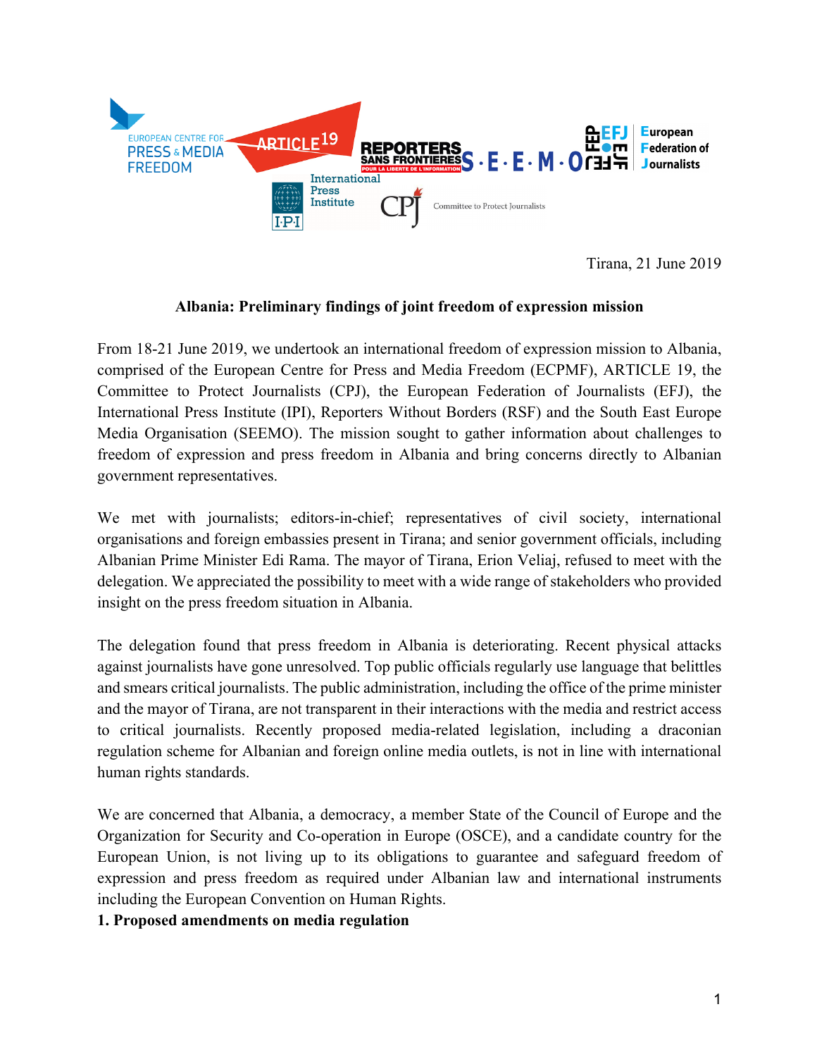Tirana, 21 June 2019

**Albania: Preliminary findings of joint freedom of expression mission**

From 18-21 June 2019, we undertook an international freedom of expression mission to Albania, comprised of the European Centre for Press and Media Freedom (ECPMF), ARTICLE 19, the Committee to Protect Journalists (CPJ), the European Federation of Journalists (EFJ), the International Press Institute (IPI), Reporters Without Borders (RSF) and the South East Europe Media Organisation (SEEMO). The mission sought to gather information about challenges to freedom of expression and press freedom in Albania and bring concerns directly to Albanian government representatives.

We met with journalists; editors-in-chief; representatives of civil society, international organisations and foreign embassies present in Tirana; and senior government officials, including Albanian Prime Minister Edi Rama. The mayor of Tirana, Erion Veliaj, refused to meet with the delegation. We appreciated the possibility to meet with a wide range of stakeholders who provided insight on the press freedom situation in Albania.

The delegation found that press freedom in Albania is deteriorating. Recent physical attacks against journalists have gone unresolved. Top public officials regularly use language that belittles and smears critical journalists. The public administration, including the office of the prime minister and the mayor of Tirana, are not transparent in their interactions with the media and restrict access to critical journalists. Recently proposed media-related legislation, including a draconian regulation scheme for Albanian and foreign online media outlets, is not in line with international human rights standards.

We are concerned that Albania, a democracy, a member State of the Council of Europe and the Organization for Security and Co-operation in Europe (OSCE), and a candidate country for the European Union, is not living up to its obligations to guarantee and safeguard freedom of expression and press freedom as required under Albanian law and international instruments including the European Convention on Human Rights.

**1. Proposed amendments on media regulation**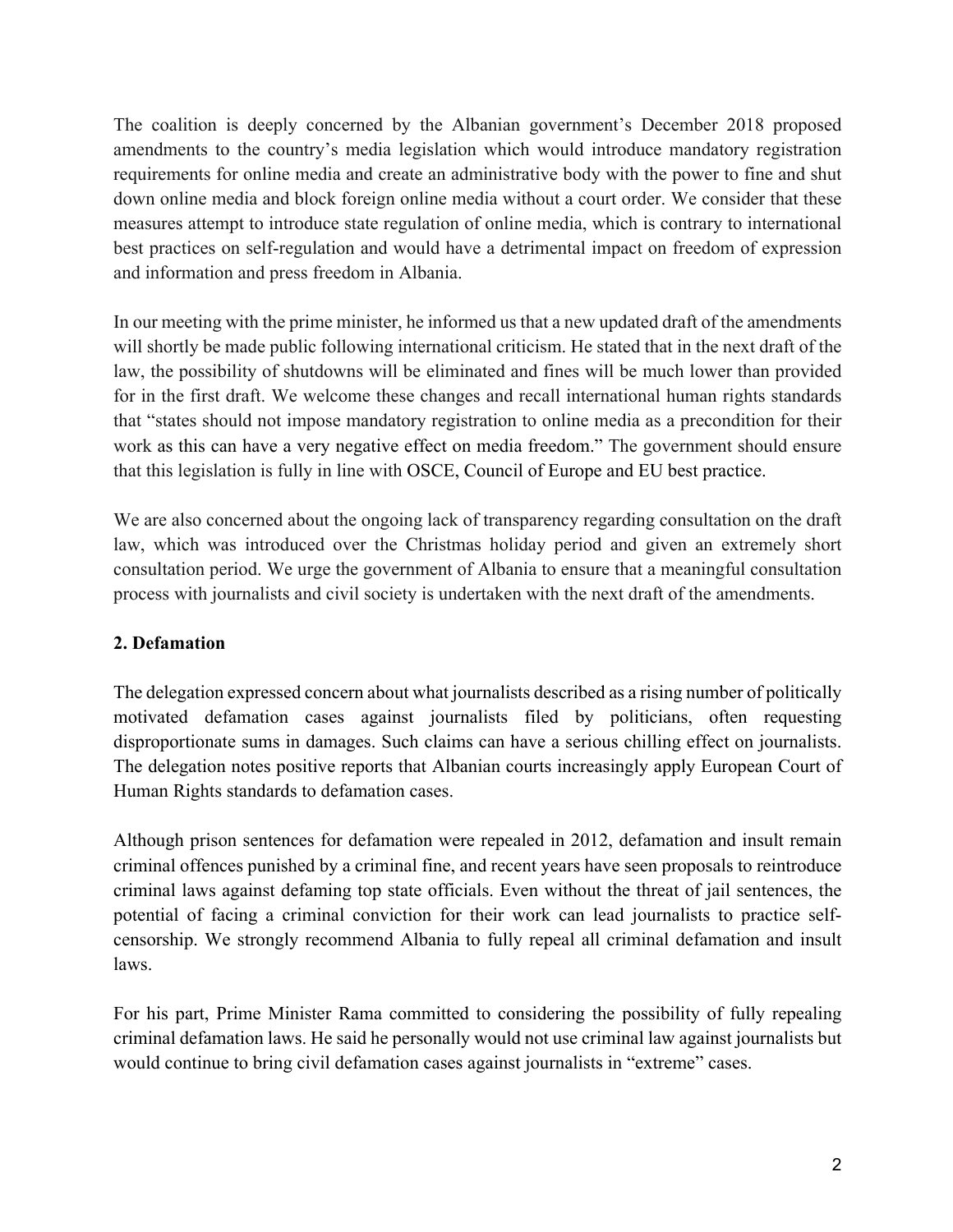The coalition is deeply concerned by the Albanian government's December 2018 proposed amendments to the country's media legislation which would introduce mandatory registration requirements for online media and create an administrative body with the power to fine and shut down online media and block foreign online media without a court order. We consider that these measures attempt to introduce state regulation of online media, which is contrary to international best practices on self-regulation and would have a detrimental impact on freedom of expression and information and press freedom in Albania.

In our meeting with the prime minister, he informed us that a new updated draft of the amendments will shortly be made public following international criticism. He stated that in the next draft of the law, the possibility of shutdowns will be eliminated and fines will be much lower than provided for in the first draft. We welcome these changes and recall international human rights standards that "states should not impose mandatory registration to online media as a precondition for their work as this can have a very negative effect on media freedom." The government should ensure that this legislation is fully in line with OSCE, Council of Europe and EU best practice.

We are also concerned about the ongoing lack of transparency regarding consultation on the draft law, which was introduced over the Christmas holiday period and given an extremely short consultation period. We urge the government of Albania to ensure that a meaningful consultation process with journalists and civil society is undertaken with the next draft of the amendments.

**2. Defamation**

The delegation expressed concern about what journalists described as a rising number of politically motivated defamation cases against journalists filed by politicians, often requesting disproportionate sums in damages. Such claims can have a serious chilling effect on journalists. The delegation notes positive reports that Albanian courts increasingly apply European Court of Human Rights standards to defamation cases.

Although prison sentences for defamation were repealed in 2012, defamation and insult remain criminal offences punished by a criminal fine, and recent years have seen proposals to reintroduce criminal laws against defaming top state officials. Even without the threat of jail sentences, the potential of facing a criminal conviction for their work can lead journalists to practice self-censorship. We strongly recommend Albania to fully repeal all criminal defamation and insult laws.

For his part, Prime Minister Rama committed to considering the possibility of fully repealing criminal defamation laws. He said he personally would not use criminal law against journalists but would continue to bring civil defamation cases against journalists in "extreme" cases.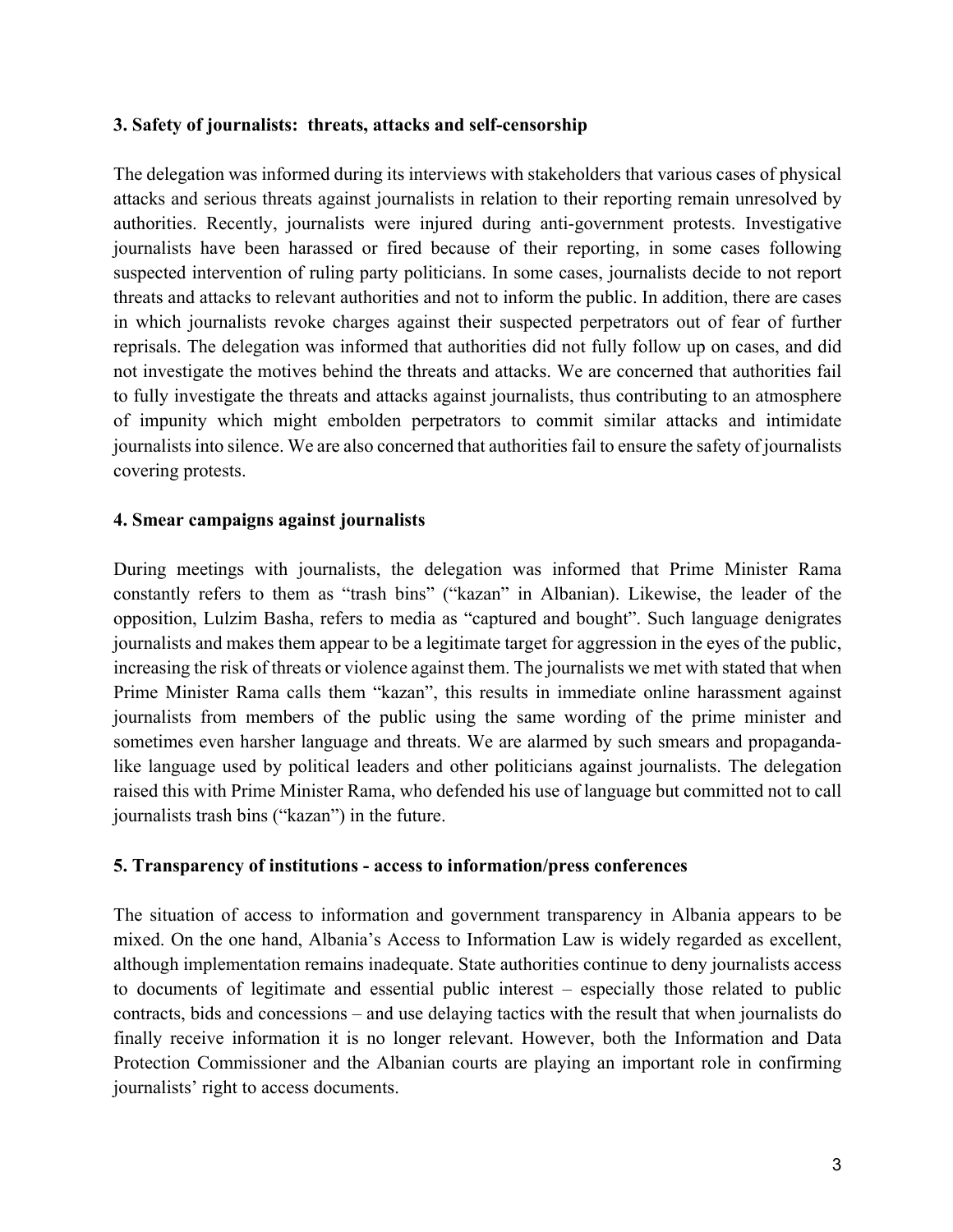### 3. Safety of journalists: threats, attacks and self-censorship

The delegation was informed during its interviews with stakeholders that various cases of physical attacks and serious threats against journalists in relation to their reporting remain unresolved by authorities. Recently, journalists were injured during anti-government protests. Investigative journalists have been harassed or fired because of their reporting, in some cases following suspected intervention of ruling party politicians. In some cases, journalists decide to not report threats and attacks to relevant authorities and not to inform the public. In addition, there are cases in which journalists revoke charges against their suspected perpetrators out of fear of further reprisals. The delegation was informed that authorities did not fully follow up on cases, and did not investigate the motives behind the threats and attacks. We are concerned that authorities fail to fully investigate the threats and attacks against journalists, thus contributing to an atmosphere of impunity which might embolden perpetrators to commit similar attacks and intimidate journalists into silence. We are also concerned that authorities fail to ensure the safety of journalists covering protests.

### 4. Smear campaigns against journalists

During meetings with journalists, the delegation was informed that Prime Minister Rama constantly refers to them as "trash bins" ("kazan" in Albanian). Likewise, the leader of the opposition, Lulzim Basha, refers to media as "captured and bought". Such language denigrates journalists and makes them appear to be a legitimate target for aggression in the eyes of the public, increasing the risk of threats or violence against them. The journalists we met with stated that when Prime Minister Rama calls them "kazan", this results in immediate online harassment against journalists from members of the public using the same wording of the prime minister and sometimes even harsher language and threats. We are alarmed by such smears and propaganda-like language used by political leaders and other politicians against journalists. The delegation raised this with Prime Minister Rama, who defended his use of language but committed not to call journalists trash bins ("kazan") in the future.

### 5. Transparency of institutions - access to information/press conferences

The situation of access to information and government transparency in Albania appears to be mixed. On the one hand, Albania's Access to Information Law is widely regarded as excellent, although implementation remains inadequate. State authorities continue to deny journalists access to documents of legitimate and essential public interest – especially those related to public contracts, bids and concessions – and use delaying tactics with the result that when journalists do finally receive information it is no longer relevant. However, both the Information and Data Protection Commissioner and the Albanian courts are playing an important role in confirming journalists' right to access documents.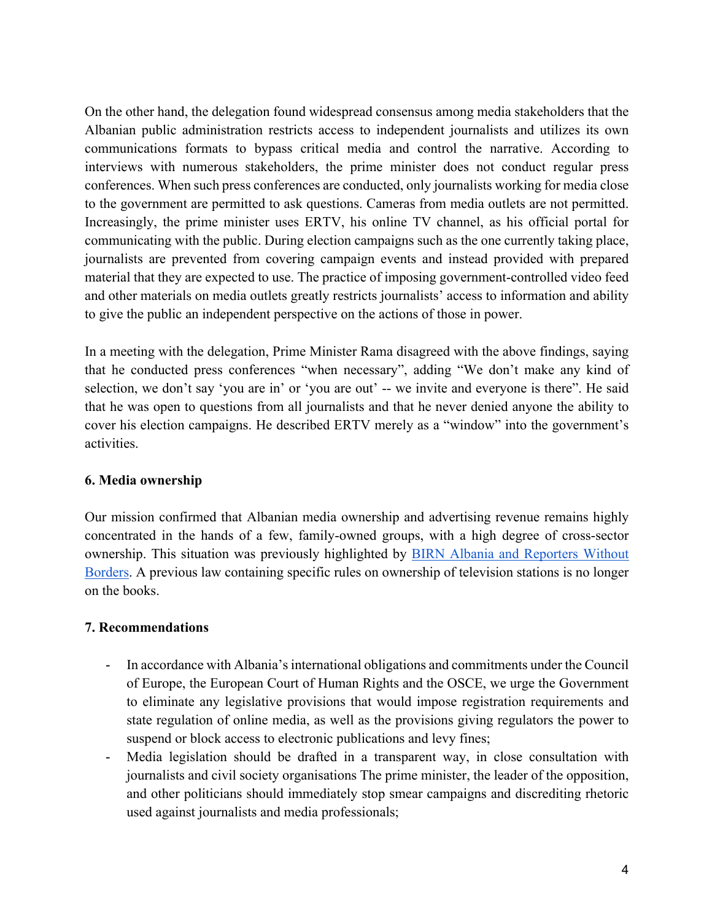On the other hand, the delegation found widespread consensus among media stakeholders that the Albanian public administration restricts access to independent journalists and utilizes its own communications formats to bypass critical media and control the narrative. According to interviews with numerous stakeholders, the prime minister does not conduct regular press conferences. When such press conferences are conducted, only journalists working for media close to the government are permitted to ask questions. Cameras from media outlets are not permitted. Increasingly, the prime minister uses ERTV, his online TV channel, as his official portal for communicating with the public. During election campaigns such as the one currently taking place, journalists are prevented from covering campaign events and instead provided with prepared material that they are expected to use. The practice of imposing government-controlled video feed and other materials on media outlets greatly restricts journalists' access to information and ability to give the public an independent perspective on the actions of those in power.

In a meeting with the delegation, Prime Minister Rama disagreed with the above findings, saying that he conducted press conferences "when necessary", adding "We don't make any kind of selection, we don't say 'you are in' or 'you are out' -- we invite and everyone is there". He said that he was open to questions from all journalists and that he never denied anyone the ability to cover his election campaigns. He described ERTV merely as a "window" into the government's activities.

### 6. Media ownership

Our mission confirmed that Albanian media ownership and advertising revenue remains highly concentrated in the hands of a few, family-owned groups, with a high degree of cross-sector ownership. This situation was previously highlighted by BIRN Albania and Reporters Without Borders. A previous law containing specific rules on ownership of television stations is no longer on the books.

### 7. Recommendations

- In accordance with Albania's international obligations and commitments under the Council of Europe, the European Court of Human Rights and the OSCE, we urge the Government to eliminate any legislative provisions that would impose registration requirements and state regulation of online media, as well as the provisions giving regulators the power to suspend or block access to electronic publications and levy fines;
- Media legislation should be drafted in a transparent way, in close consultation with journalists and civil society organisations The prime minister, the leader of the opposition, and other politicians should immediately stop smear campaigns and discrediting rhetoric used against journalists and media professionals;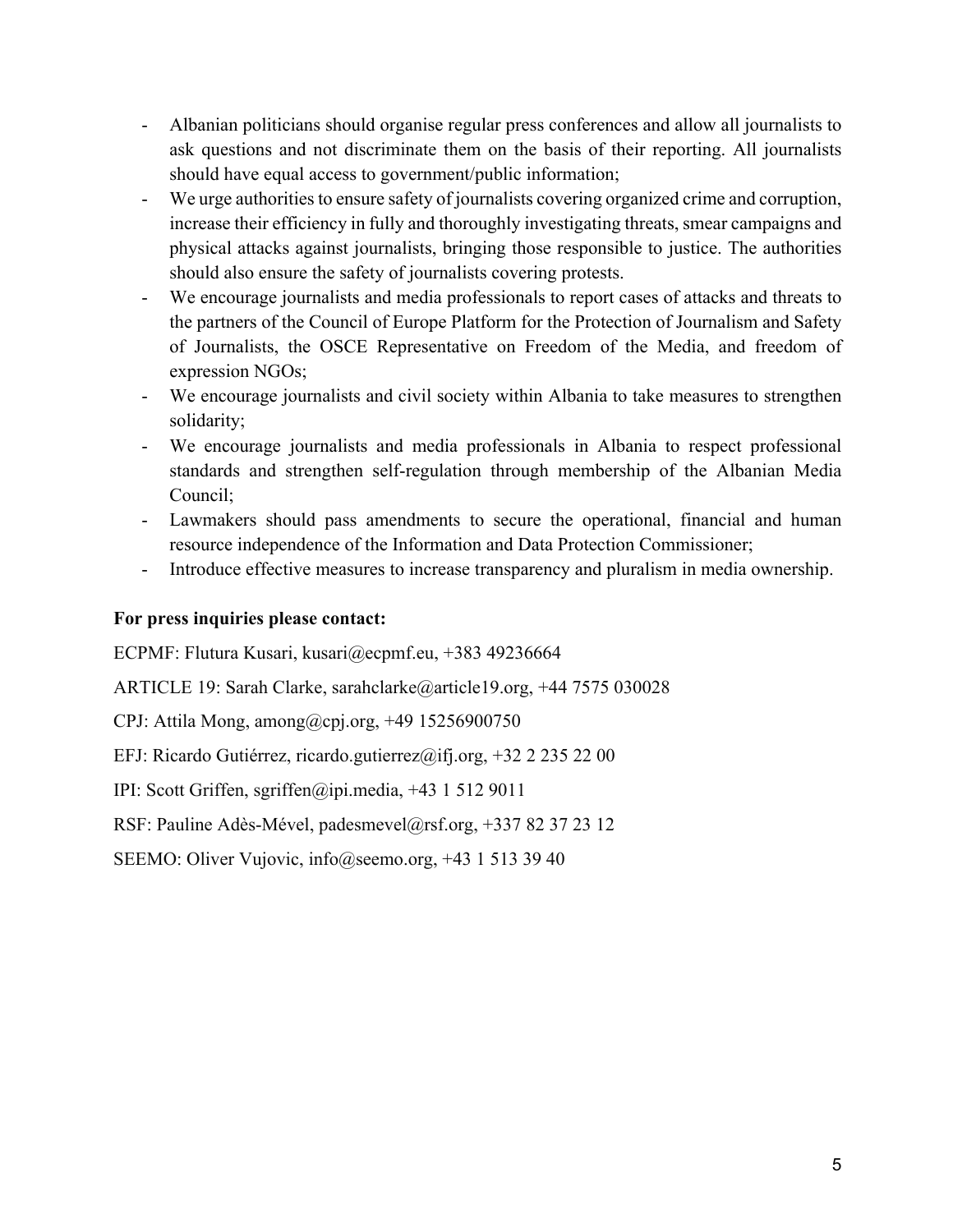- Albanian politicians should organise regular press conferences and allow all journalists to ask questions and not discriminate them on the basis of their reporting. All journalists should have equal access to government/public information;
- We urge authorities to ensure safety of journalists covering organized crime and corruption, increase their efficiency in fully and thoroughly investigating threats, smear campaigns and physical attacks against journalists, bringing those responsible to justice. The authorities should also ensure the safety of journalists covering protests.
- We encourage journalists and media professionals to report cases of attacks and threats to the partners of the Council of Europe Platform for the Protection of Journalism and Safety of Journalists, the OSCE Representative on Freedom of the Media, and freedom of expression NGOs;
- We encourage journalists and civil society within Albania to take measures to strengthen solidarity;
- We encourage journalists and media professionals in Albania to respect professional standards and strengthen self-regulation through membership of the Albanian Media Council;
- Lawmakers should pass amendments to secure the operational, financial and human resource independence of the Information and Data Protection Commissioner;
- Introduce effective measures to increase transparency and pluralism in media ownership.

**For press inquiries please contact:**

ECPMF: Flutura Kusari, kusari@ecpmf.eu, +383 49236664

ARTICLE 19: Sarah Clarke, sarahclarke@article19.org, +44 7575 030028

CPJ: Attila Mong, among@cpj.org, +49 15256900750

EFJ: Ricardo Gutiérrez, ricardo.gutierrez@ifj.org, +32 2 235 22 00

IPI: Scott Griffen, sgriffen@ipi.media, +43 1 512 9011

RSF: Pauline Adès-Mével, padesmevel@rsf.org, +337 82 37 23 12

SEEMO: Oliver Vujovic, info@seemo.org, +43 1 513 39 40